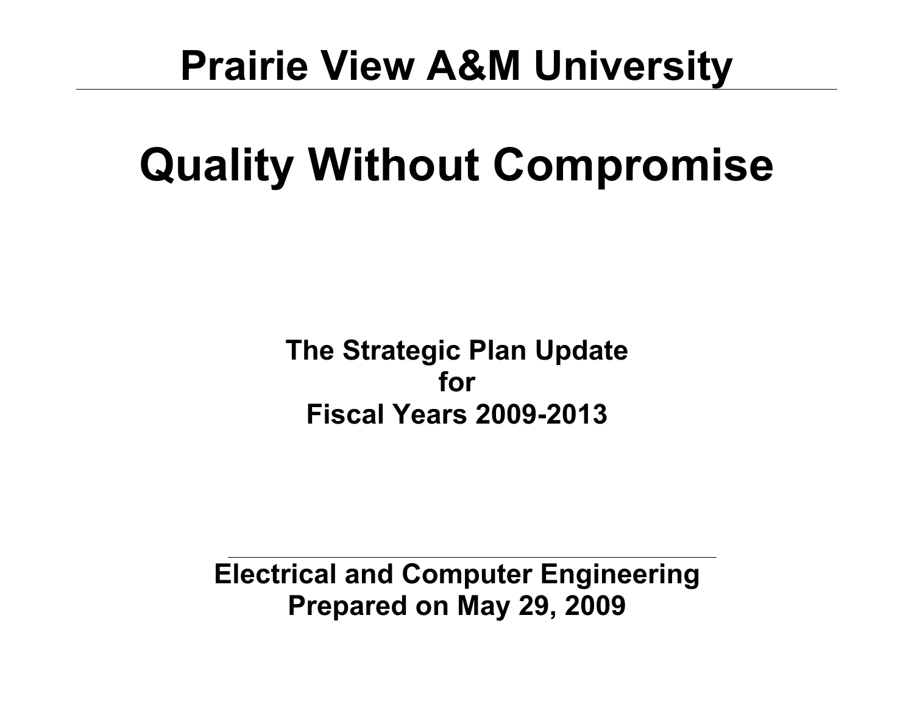# Prairie View A&M University

# Quality Without Compromise

**The Strategic Plan Update**
**for**
**Fiscal Years 2009-2013**

---

**Electrical and Computer Engineering**
**Prepared on May 29, 2009**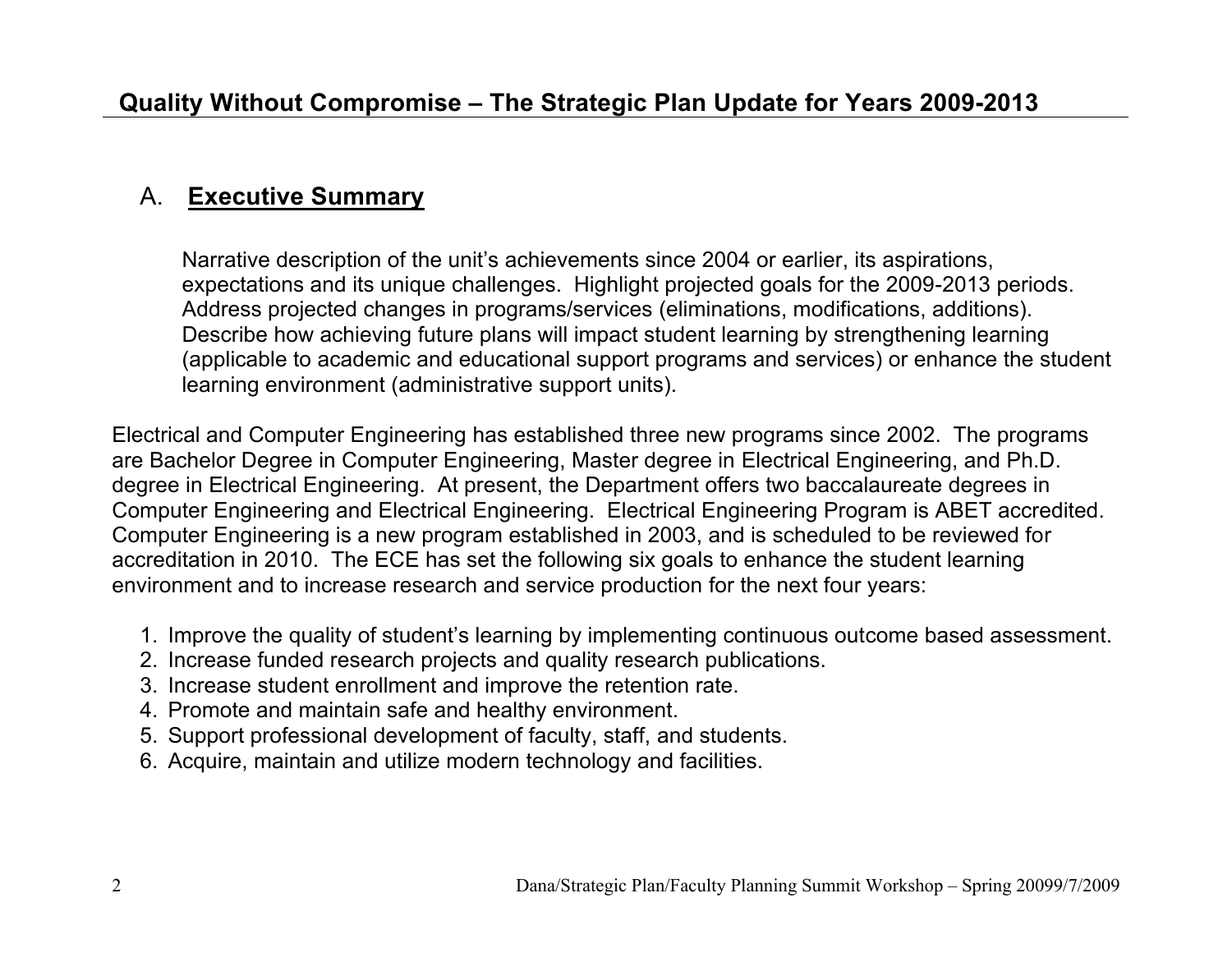## Quality Without Compromise – The Strategic Plan Update for Years 2009-2013

### A. **Executive Summary**

Narrative description of the unit's achievements since 2004 or earlier, its aspirations, expectations and its unique challenges. Highlight projected goals for the 2009-2013 periods. Address projected changes in programs/services (eliminations, modifications, additions). Describe how achieving future plans will impact student learning by strengthening learning (applicable to academic and educational support programs and services) or enhance the student learning environment (administrative support units).

Electrical and Computer Engineering has established three new programs since 2002. The programs are Bachelor Degree in Computer Engineering, Master degree in Electrical Engineering, and Ph.D. degree in Electrical Engineering. At present, the Department offers two baccalaureate degrees in Computer Engineering and Electrical Engineering. Electrical Engineering Program is ABET accredited. Computer Engineering is a new program established in 2003, and is scheduled to be reviewed for accreditation in 2010. The ECE has set the following six goals to enhance the student learning environment and to increase research and service production for the next four years:

1. Improve the quality of student's learning by implementing continuous outcome based assessment.
2. Increase funded research projects and quality research publications.
3. Increase student enrollment and improve the retention rate.
4. Promote and maintain safe and healthy environment.
5. Support professional development of faculty, staff, and students.
6. Acquire, maintain and utilize modern technology and facilities.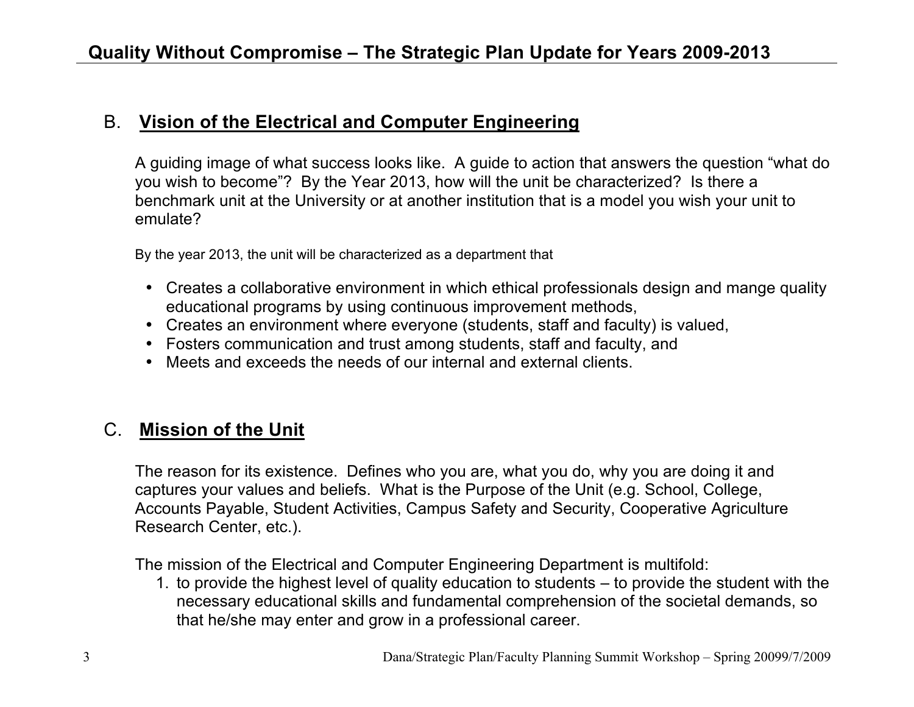## B. Vision of the Electrical and Computer Engineering

A guiding image of what success looks like. A guide to action that answers the question "what do you wish to become"? By the Year 2013, how will the unit be characterized? Is there a benchmark unit at the University or at another institution that is a model you wish your unit to emulate?

By the year 2013, the unit will be characterized as a department that

- Creates a collaborative environment in which ethical professionals design and mange quality educational programs by using continuous improvement methods,
- Creates an environment where everyone (students, staff and faculty) is valued,
- Fosters communication and trust among students, staff and faculty, and
- Meets and exceeds the needs of our internal and external clients.

## C. Mission of the Unit

The reason for its existence. Defines who you are, what you do, why you are doing it and captures your values and beliefs. What is the Purpose of the Unit (e.g. School, College, Accounts Payable, Student Activities, Campus Safety and Security, Cooperative Agriculture Research Center, etc.).

The mission of the Electrical and Computer Engineering Department is multifold:

1. to provide the highest level of quality education to students – to provide the student with the necessary educational skills and fundamental comprehension of the societal demands, so that he/she may enter and grow in a professional career.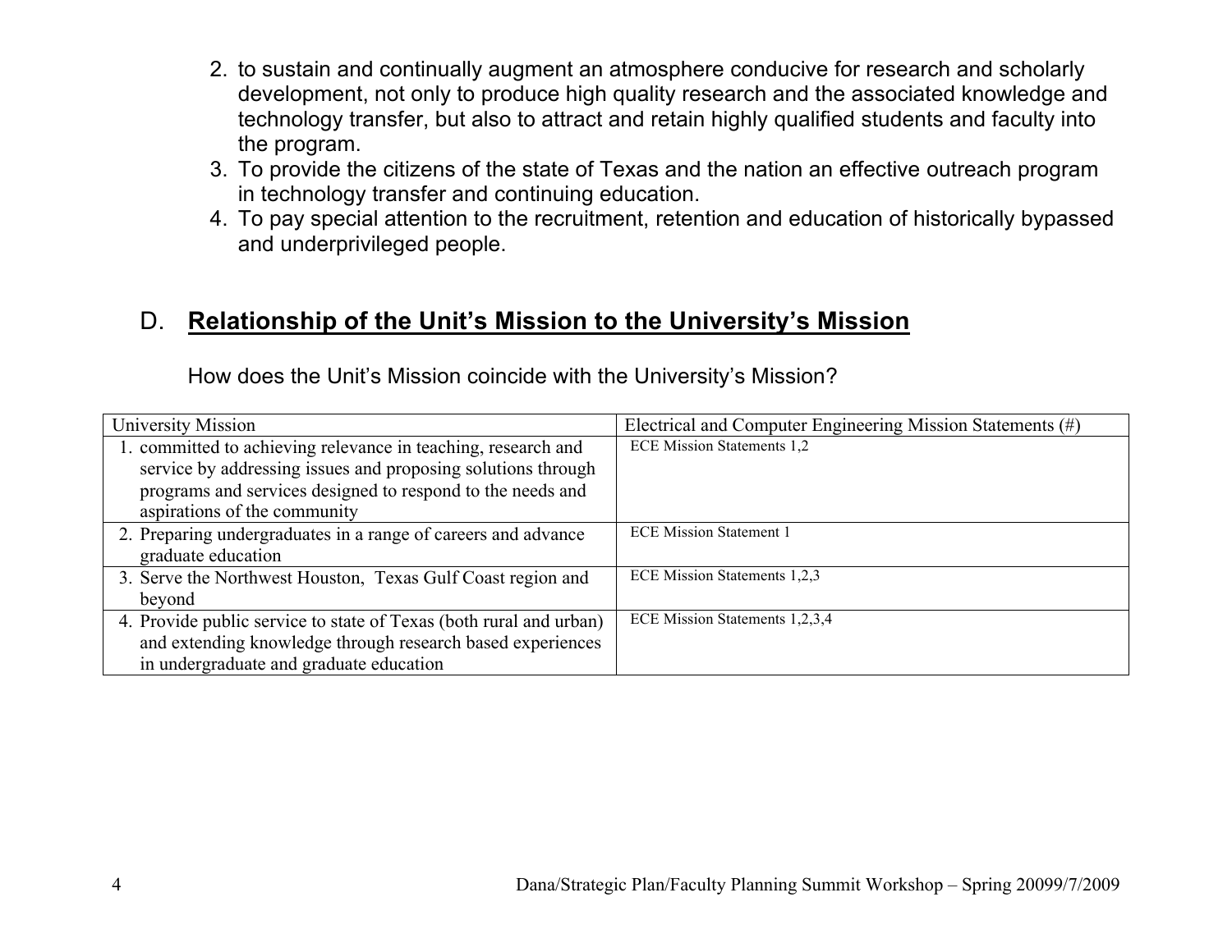2. to sustain and continually augment an atmosphere conducive for research and scholarly development, not only to produce high quality research and the associated knowledge and technology transfer, but also to attract and retain highly qualified students and faculty into the program.
3. To provide the citizens of the state of Texas and the nation an effective outreach program in technology transfer and continuing education.
4. To pay special attention to the recruitment, retention and education of historically bypassed and underprivileged people.

## D. **Relationship of the Unit's Mission to the University's Mission**

How does the Unit's Mission coincide with the University's Mission?

| University Mission | Electrical and Computer Engineering Mission Statements (#) |
|---|---|
| 1. committed to achieving relevance in teaching, research and service by addressing issues and proposing solutions through programs and services designed to respond to the needs and aspirations of the community | ECE Mission Statements 1,2 |
| 2. Preparing undergraduates in a range of careers and advance graduate education | ECE Mission Statement 1 |
| 3. Serve the Northwest Houston, Texas Gulf Coast region and beyond | ECE Mission Statements 1,2,3 |
| 4. Provide public service to state of Texas (both rural and urban) and extending knowledge through research based experiences in undergraduate and graduate education | ECE Mission Statements 1,2,3,4 |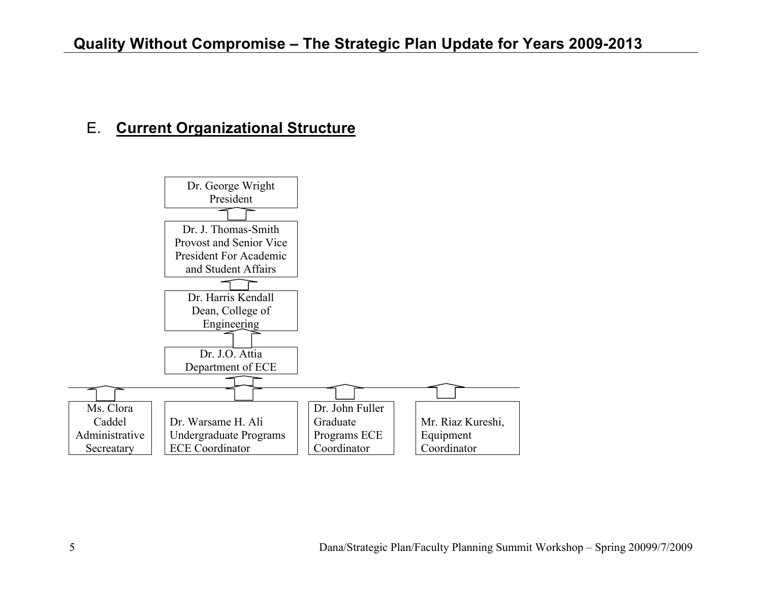## E. **Current Organizational Structure**

Dr. George Wright
President

Dr. J. Thomas-Smith
Provost and Senior Vice President For Academic and Student Affairs

Dr. Harris Kendall
Dean, College of Engineering

Dr. J.O. Attia
Department of ECE

| Ms. Clora Caddel Administrative Secreatary | Dr. Warsame H. Ali Undergraduate Programs ECE Coordinator | Dr. John Fuller Graduate Programs ECE Coordinator | Mr. Riaz Kureshi, Equipment Coordinator |
|---|---|---|---|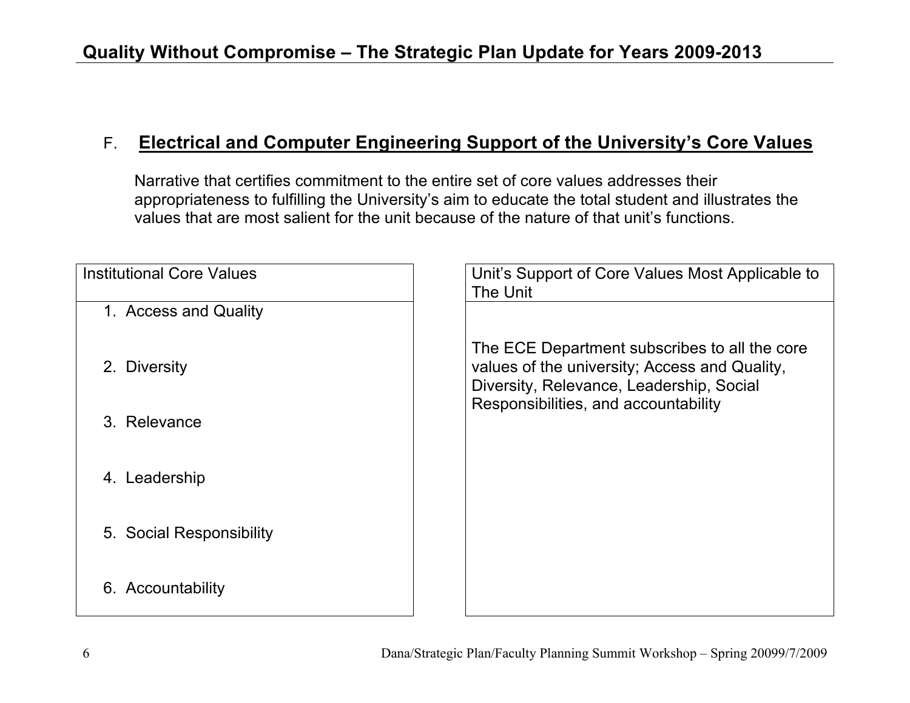## F. Electrical and Computer Engineering Support of the University's Core Values

Narrative that certifies commitment to the entire set of core values addresses their appropriateness to fulfilling the University's aim to educate the total student and illustrates the values that are most salient for the unit because of the nature of that unit's functions.

| Institutional Core Values | Unit's Support of Core Values Most Applicable to The Unit |
|---|---|
| 1. Access and Quality<br>2. Diversity<br>3. Relevance<br>4. Leadership<br>5. Social Responsibility<br>6. Accountability | The ECE Department subscribes to all the core values of the university; Access and Quality, Diversity, Relevance, Leadership, Social Responsibilities, and accountability |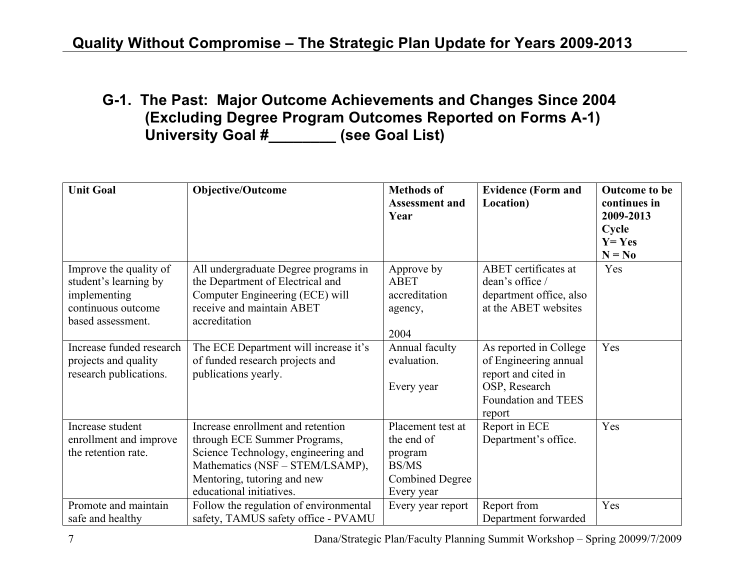## G-1. The Past: Major Outcome Achievements and Changes Since 2004 (Excluding Degree Program Outcomes Reported on Forms A-1) University Goal #________ (see Goal List)

| Unit Goal | Objective/Outcome | Methods of Assessment and Year | Evidence (Form and Location) | Outcome to be continues in 2009-2013 Cycle Y= Yes N = No |
|---|---|---|---|---|
| Improve the quality of student's learning by implementing continuous outcome based assessment. | All undergraduate Degree programs in the Department of Electrical and Computer Engineering (ECE) will receive and maintain ABET accreditation | Approve by ABET accreditation agency, 2004 | ABET certificates at dean's office / department office, also at the ABET websites | Yes |
| Increase funded research projects and quality research publications. | The ECE Department will increase it's of funded research projects and publications yearly. | Annual faculty evaluation. Every year | As reported in College of Engineering annual report and cited in OSP, Research Foundation and TEES report | Yes |
| Increase student enrollment and improve the retention rate. | Increase enrollment and retention through ECE Summer Programs, Science Technology, engineering and Mathematics (NSF – STEM/LSAMP), Mentoring, tutoring and new educational initiatives. | Placement test at the end of program BS/MS Combined Degree Every year | Report in ECE Department's office. | Yes |
| Promote and maintain safe and healthy | Follow the regulation of environmental safety, TAMUS safety office - PVAMU | Every year report | Report from Department forwarded | Yes |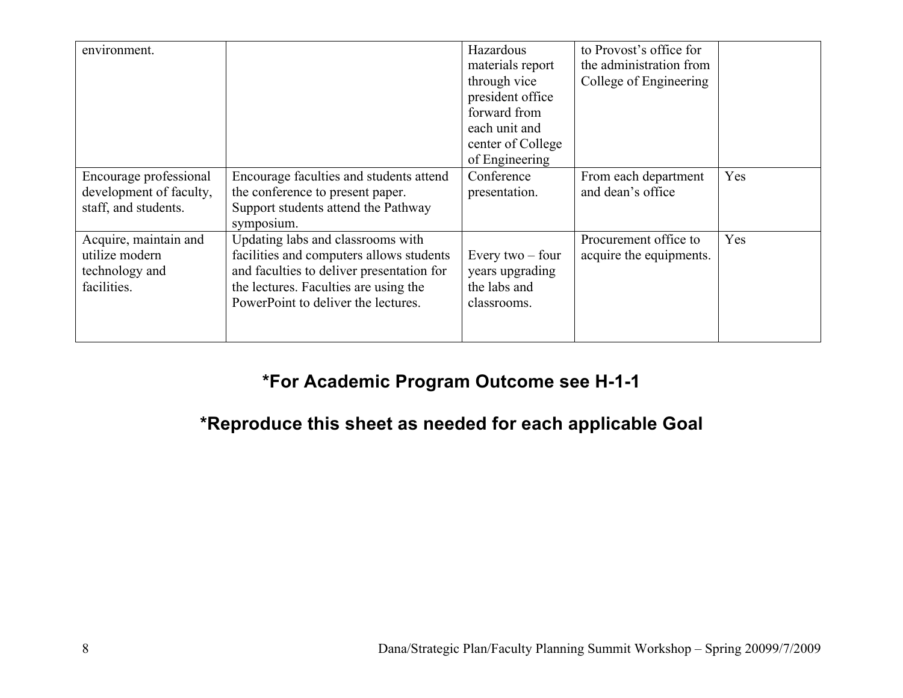| | | | | |
|---|---|---|---|---|
| environment. | | Hazardous materials report through vice president office forward from each unit and center of College of Engineering | to Provost's office for the administration from College of Engineering | |
| Encourage professional development of faculty, staff, and students. | Encourage faculties and students attend the conference to present paper. Support students attend the Pathway symposium. | Conference presentation. | From each department and dean's office | Yes |
| Acquire, maintain and utilize modern technology and facilities. | Updating labs and classrooms with facilities and computers allows students and faculties to deliver presentation for the lectures. Faculties are using the PowerPoint to deliver the lectures. | Every two – four years upgrading the labs and classrooms. | Procurement office to acquire the equipments. | Yes |

**\*For Academic Program Outcome see H-1-1**

**\*Reproduce this sheet as needed for each applicable Goal**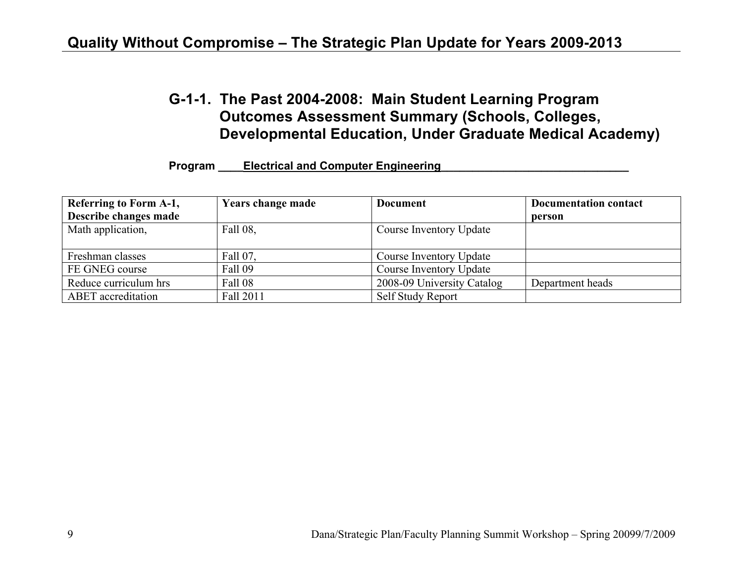## G-1-1. The Past 2004-2008: Main Student Learning Program Outcomes Assessment Summary (Schools, Colleges, Developmental Education, Under Graduate Medical Academy)

**Program ____Electrical and Computer Engineering______________________________**

| Referring to Form A-1, Describe changes made | Years change made | Document | Documentation contact person |
|---|---|---|---|
| Math application, | Fall 08, | Course Inventory Update | |
| Freshman classes | Fall 07, | Course Inventory Update | |
| FE GNEG course | Fall 09 | Course Inventory Update | |
| Reduce curriculum hrs | Fall 08 | 2008-09 University Catalog | Department heads |
| ABET accreditation | Fall 2011 | Self Study Report | |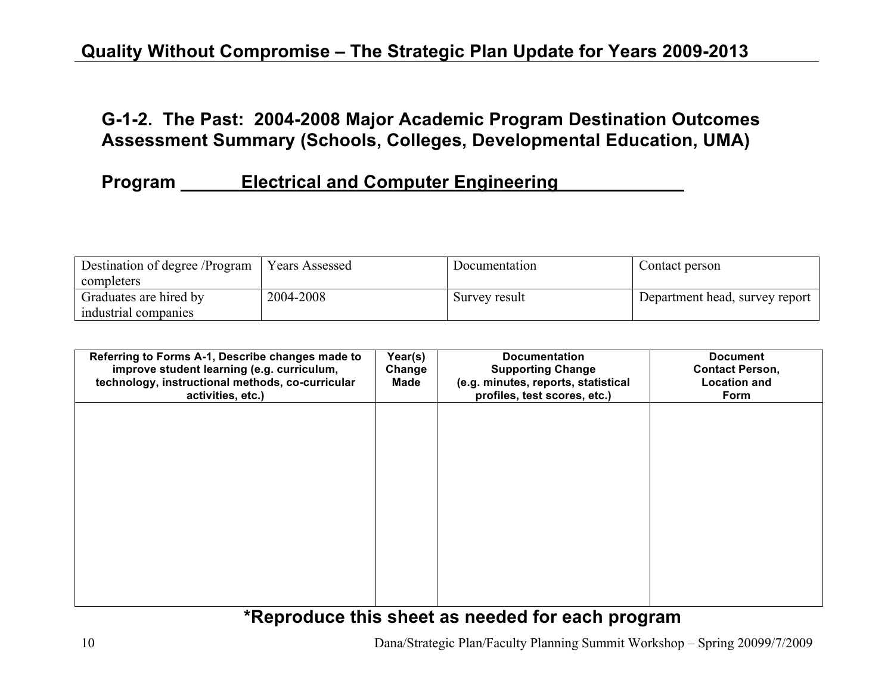## G-1-2. The Past: 2004-2008 Major Academic Program Destination Outcomes Assessment Summary (Schools, Colleges, Developmental Education, UMA)

**Program Electrical and Computer Engineering**

| Destination of degree /Program completers | Years Assessed | Documentation | Contact person |
|---|---|---|---|
| Graduates are hired by industrial companies | 2004-2008 | Survey result | Department head, survey report |

| Referring to Forms A-1, Describe changes made to improve student learning (e.g. curriculum, technology, instructional methods, co-curricular activities, etc.) | Year(s) Change Made | Documentation Supporting Change (e.g. minutes, reports, statistical profiles, test scores, etc.) | Document Contact Person, Location and Form |
|---|---|---|---|
| | | | |

**\*Reproduce this sheet as needed for each program**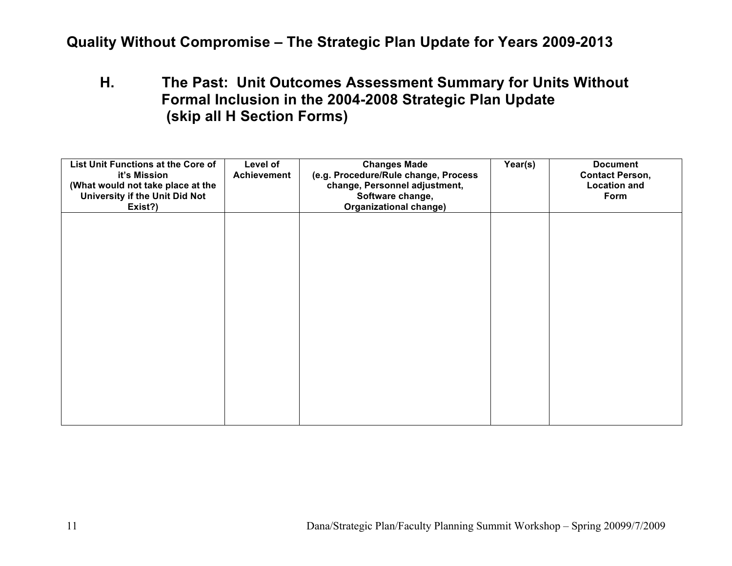# Quality Without Compromise – The Strategic Plan Update for Years 2009-2013

## H. The Past: Unit Outcomes Assessment Summary for Units Without Formal Inclusion in the 2004-2008 Strategic Plan Update (skip all H Section Forms)

| List Unit Functions at the Core of it's Mission (What would not take place at the University if the Unit Did Not Exist?) | Level of Achievement | Changes Made (e.g. Procedure/Rule change, Process change, Personnel adjustment, Software change, Organizational change) | Year(s) | Document Contact Person, Location and Form |
|---|---|---|---|---|
| | | | | |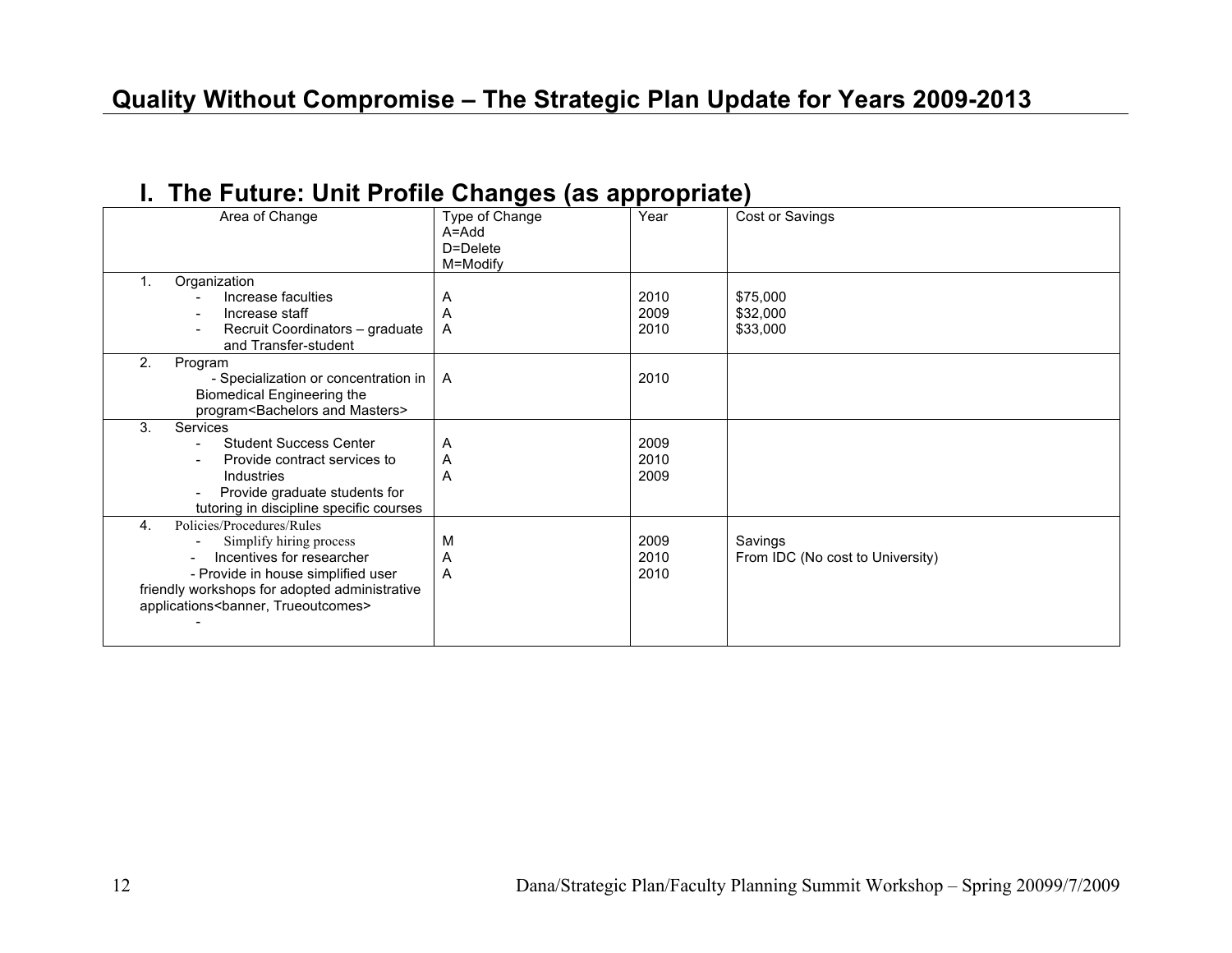# Quality Without Compromise – The Strategic Plan Update for Years 2009-2013

## I. The Future: Unit Profile Changes (as appropriate)

| Area of Change | Type of Change<br>A=Add<br>D=Delete<br>M=Modify | Year | Cost or Savings |
|---|---|---|---|
| 1. Organization<br>- Increase faculties<br>- Increase staff<br>- Recruit Coordinators – graduate and Transfer-student | <br>A<br>A<br>A | <br>2010<br>2009<br>2010 | <br>$75,000<br>$32,000<br>$33,000 |
| 2. Program<br>- Specialization or concentration in Biomedical Engineering the program<Bachelors and Masters> | A | 2010 | |
| 3. Services<br>- Student Success Center<br>- Provide contract services to Industries<br>- Provide graduate students for tutoring in discipline specific courses | <br>A<br>A<br>A | <br>2009<br>2010<br>2009 | |
| 4. Policies/Procedures/Rules<br>- Simplify hiring process<br>- Incentives for researcher<br>- Provide in house simplified user friendly workshops for adopted administrative applications<banner, Trueoutcomes><br>- | <br>M<br>A<br>A | <br>2009<br>2010<br>2010 | <br>Savings<br>From IDC (No cost to University) |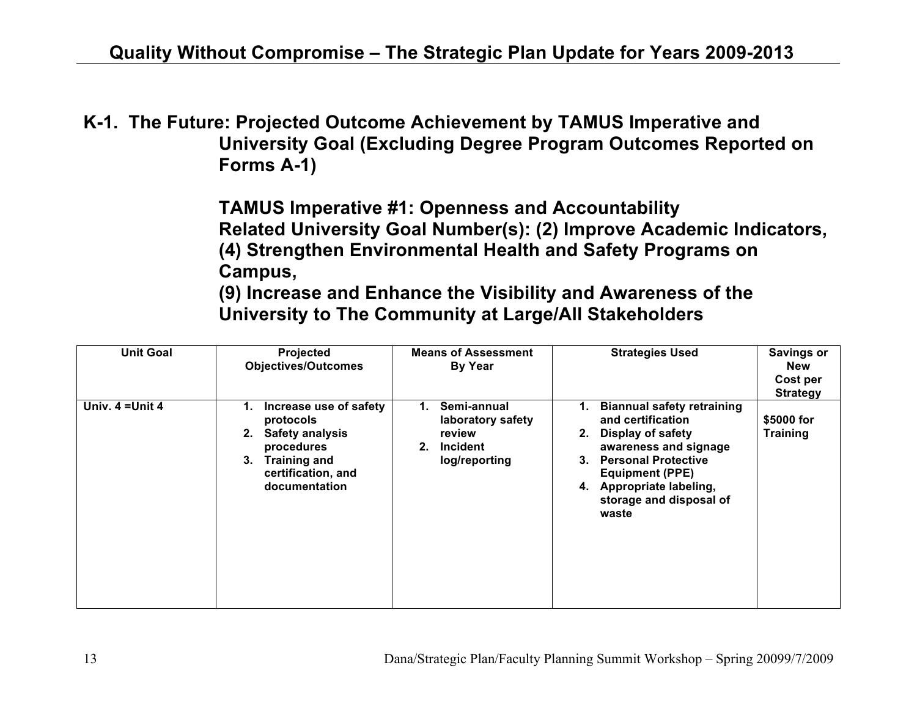## K-1. The Future: Projected Outcome Achievement by TAMUS Imperative and University Goal (Excluding Degree Program Outcomes Reported on Forms A-1)

**TAMUS Imperative #1: Openness and Accountability**
**Related University Goal Number(s): (2) Improve Academic Indicators, (4) Strengthen Environmental Health and Safety Programs on Campus,**
**(9) Increase and Enhance the Visibility and Awareness of the University to The Community at Large/All Stakeholders**

| Unit Goal | Projected Objectives/Outcomes | Means of Assessment By Year | Strategies Used | Savings or New Cost per Strategy |
|---|---|---|---|---|
| Univ. 4 =Unit 4 | 1. Increase use of safety protocols<br>2. Safety analysis procedures<br>3. Training and certification, and documentation | 1. Semi-annual laboratory safety review<br>2. Incident log/reporting | 1. Biannual safety retraining and certification<br>2. Display of safety awareness and signage<br>3. Personal Protective Equipment (PPE)<br>4. Appropriate labeling, storage and disposal of waste | $5000 for Training |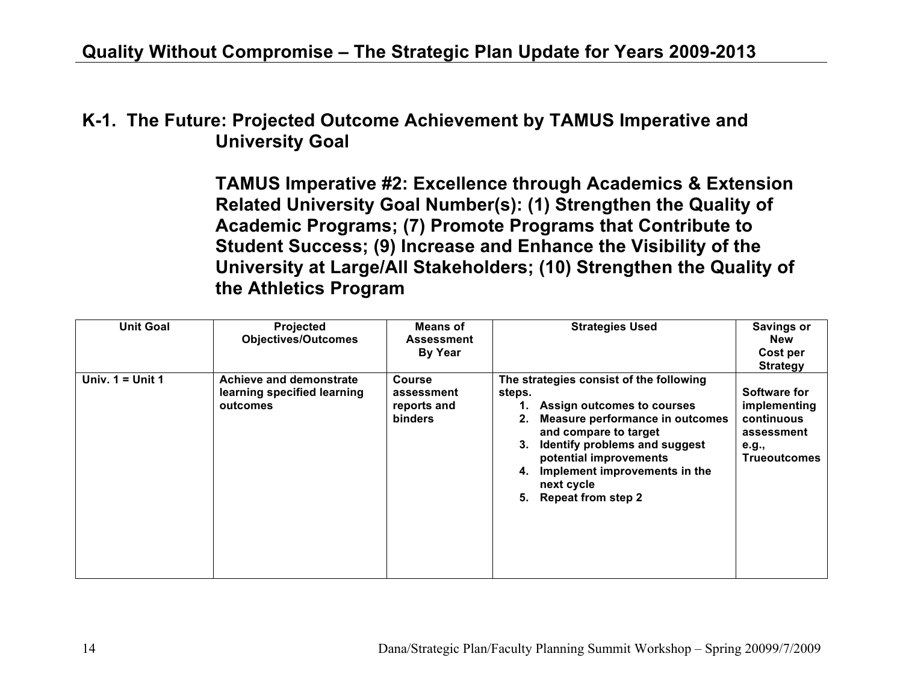## K-1. The Future: Projected Outcome Achievement by TAMUS Imperative and University Goal

**TAMUS Imperative #2: Excellence through Academics & Extension Related University Goal Number(s): (1) Strengthen the Quality of Academic Programs; (7) Promote Programs that Contribute to Student Success; (9) Increase and Enhance the Visibility of the University at Large/All Stakeholders; (10) Strengthen the Quality of the Athletics Program**

| Unit Goal | Projected Objectives/Outcomes | Means of Assessment By Year | Strategies Used | Savings or New Cost per Strategy |
|---|---|---|---|---|
| Univ. 1 = Unit 1 | Achieve and demonstrate learning specified learning outcomes | Course assessment reports and binders | The strategies consist of the following steps.<br>1. Assign outcomes to courses<br>2. Measure performance in outcomes and compare to target<br>3. Identify problems and suggest potential improvements<br>4. Implement improvements in the next cycle<br>5. Repeat from step 2 | Software for implementing continuous assessment e.g., Trueoutcomes |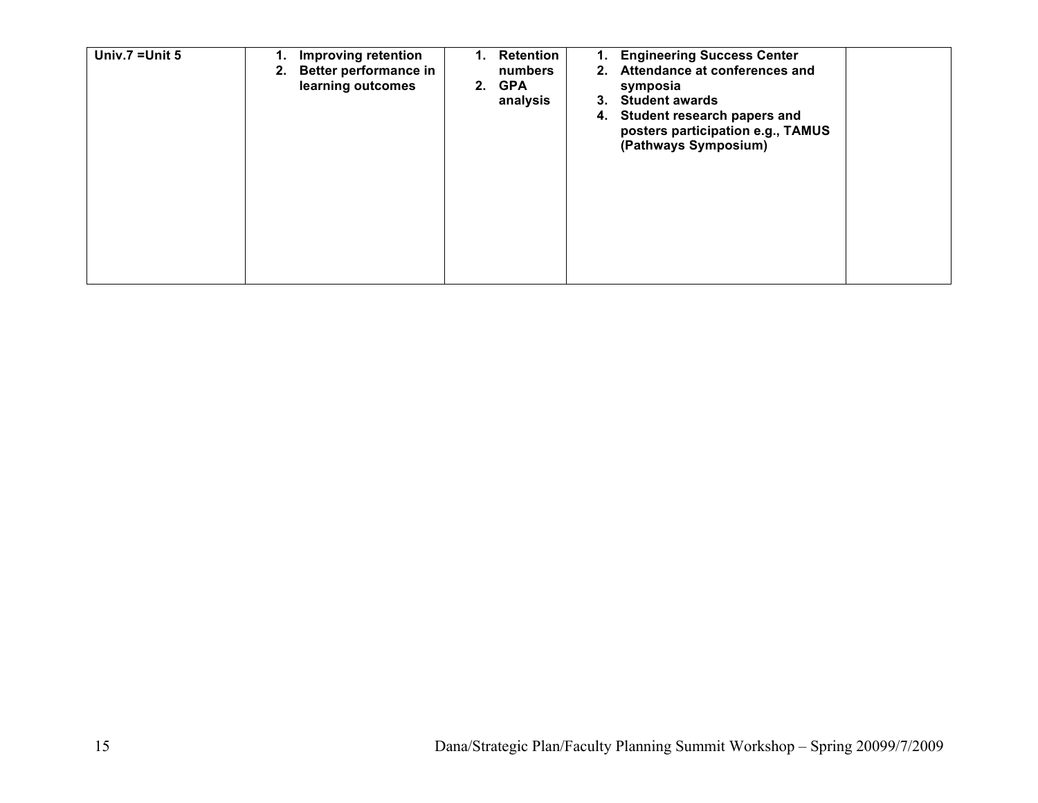| **Univ.7 =Unit 5** | **1. Improving retention**<br>**2. Better performance in learning outcomes** | **1. Retention numbers**<br>**2. GPA analysis** | **1. Engineering Success Center**<br>**2. Attendance at conferences and symposia**<br>**3. Student awards**<br>**4. Student research papers and posters participation e.g., TAMUS (Pathways Symposium)** | |
|---|---|---|---|---|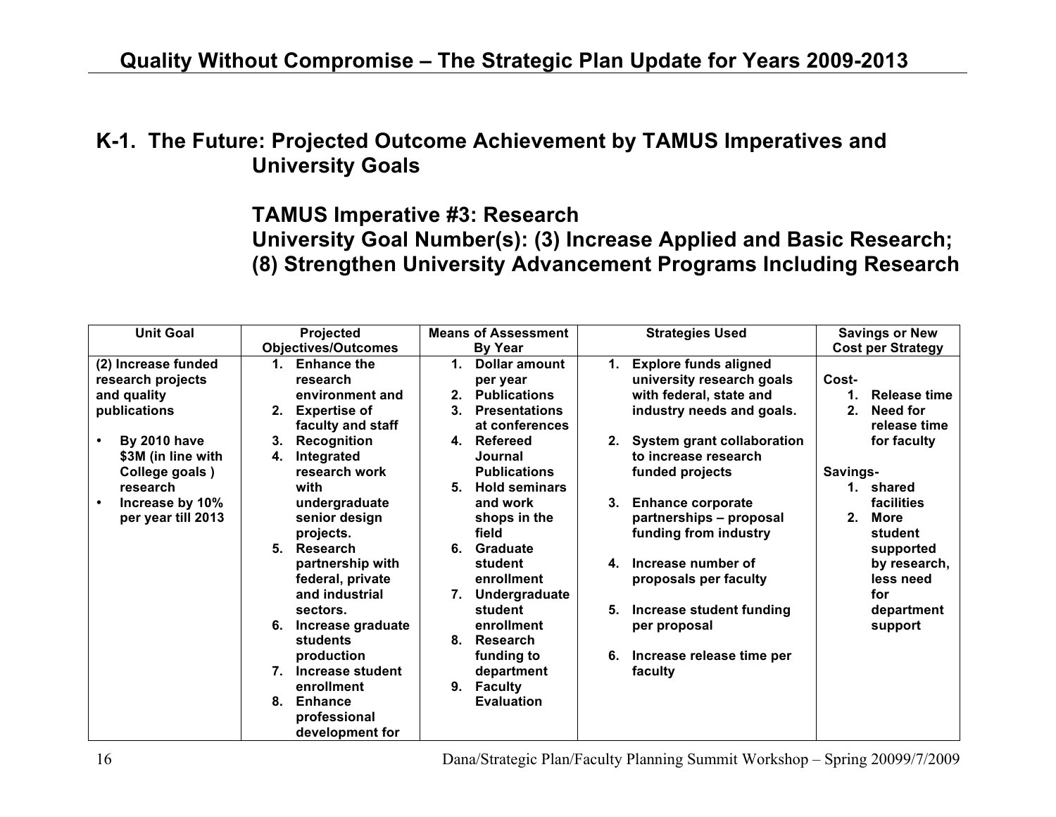## K-1. The Future: Projected Outcome Achievement by TAMUS Imperatives and University Goals

### TAMUS Imperative #3: Research
### University Goal Number(s): (3) Increase Applied and Basic Research; (8) Strengthen University Advancement Programs Including Research

| Unit Goal | Projected Objectives/Outcomes | Means of Assessment By Year | Strategies Used | Savings or New Cost per Strategy |
|---|---|---|---|---|
| **(2) Increase funded research projects and quality publications**<br><br>• **By 2010 have $3M (in line with College goals ) research**<br>• **Increase by 10% per year till 2013** | 1. **Enhance the research environment and**<br>2. **Expertise of faculty and staff**<br>3. **Recognition**<br>4. **Integrated research work with undergraduate senior design projects.**<br>5. **Research partnership with federal, private and industrial sectors.**<br>6. **Increase graduate students production**<br>7. **Increase student enrollment**<br>8. **Enhance professional development for** | 1. **Dollar amount per year**<br>2. **Publications**<br>3. **Presentations at conferences**<br>4. **Refereed Journal Publications**<br>5. **Hold seminars and work shops in the field**<br>6. **Graduate student enrollment**<br>7. **Undergraduate student enrollment**<br>8. **Research funding to department**<br>9. **Faculty Evaluation** | 1. **Explore funds aligned university research goals with federal, state and industry needs and goals.**<br><br>2. **System grant collaboration to increase research funded projects**<br><br>3. **Enhance corporate partnerships – proposal funding from industry**<br><br>4. **Increase number of proposals per faculty**<br><br>5. **Increase student funding per proposal**<br><br>6. **Increase release time per faculty** | **Cost-**<br>1. **Release time**<br>2. **Need for release time for faculty**<br><br>**Savings-**<br>1. **shared facilities**<br>2. **More student supported by research, less need for department support** |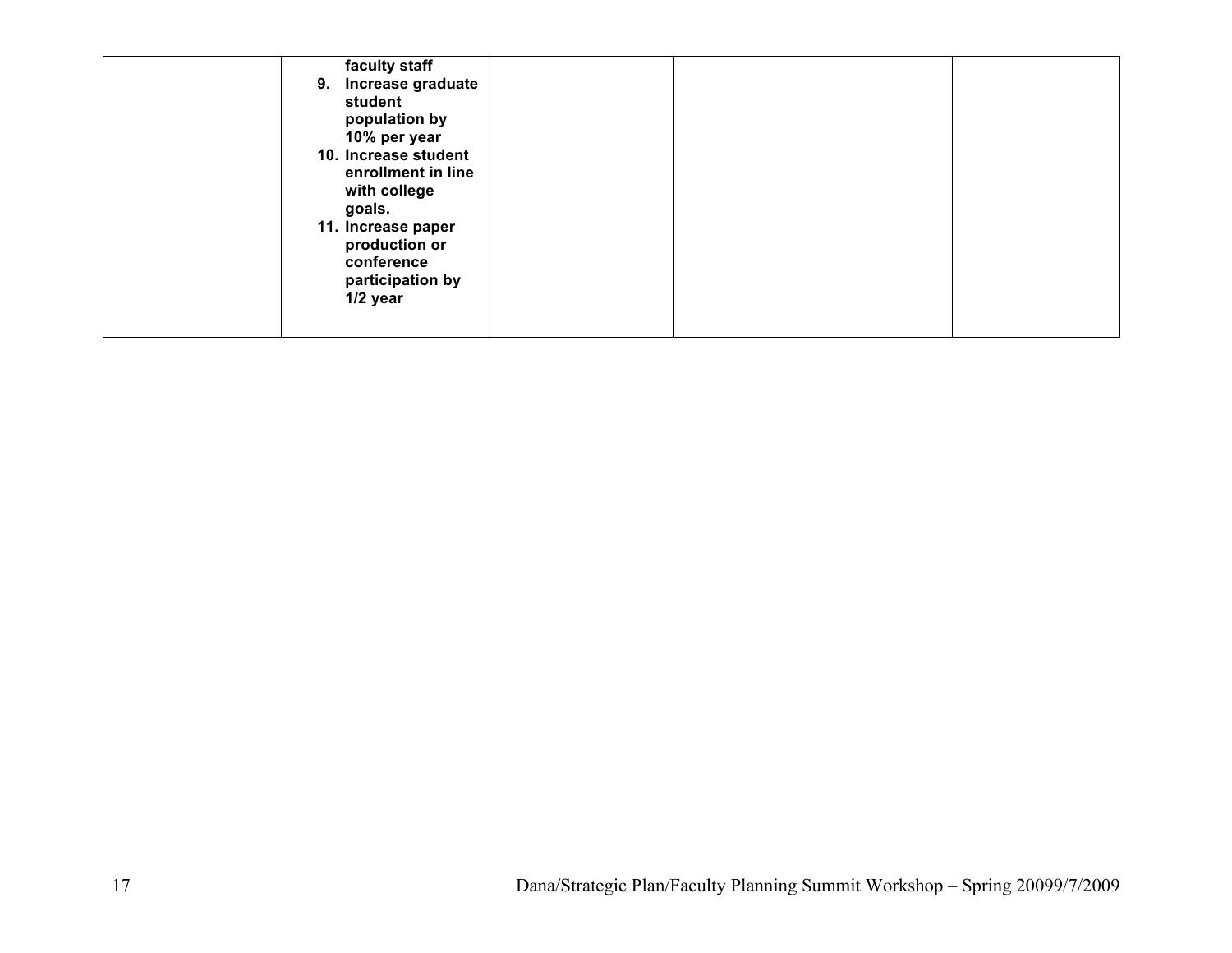|  | **faculty staff**<br>**9. Increase graduate student population by 10% per year**<br>**10. Increase student enrollment in line with college goals.**<br>**11. Increase paper production or conference participation by 1/2 year** |  |  |  |
|---|---|---|---|---|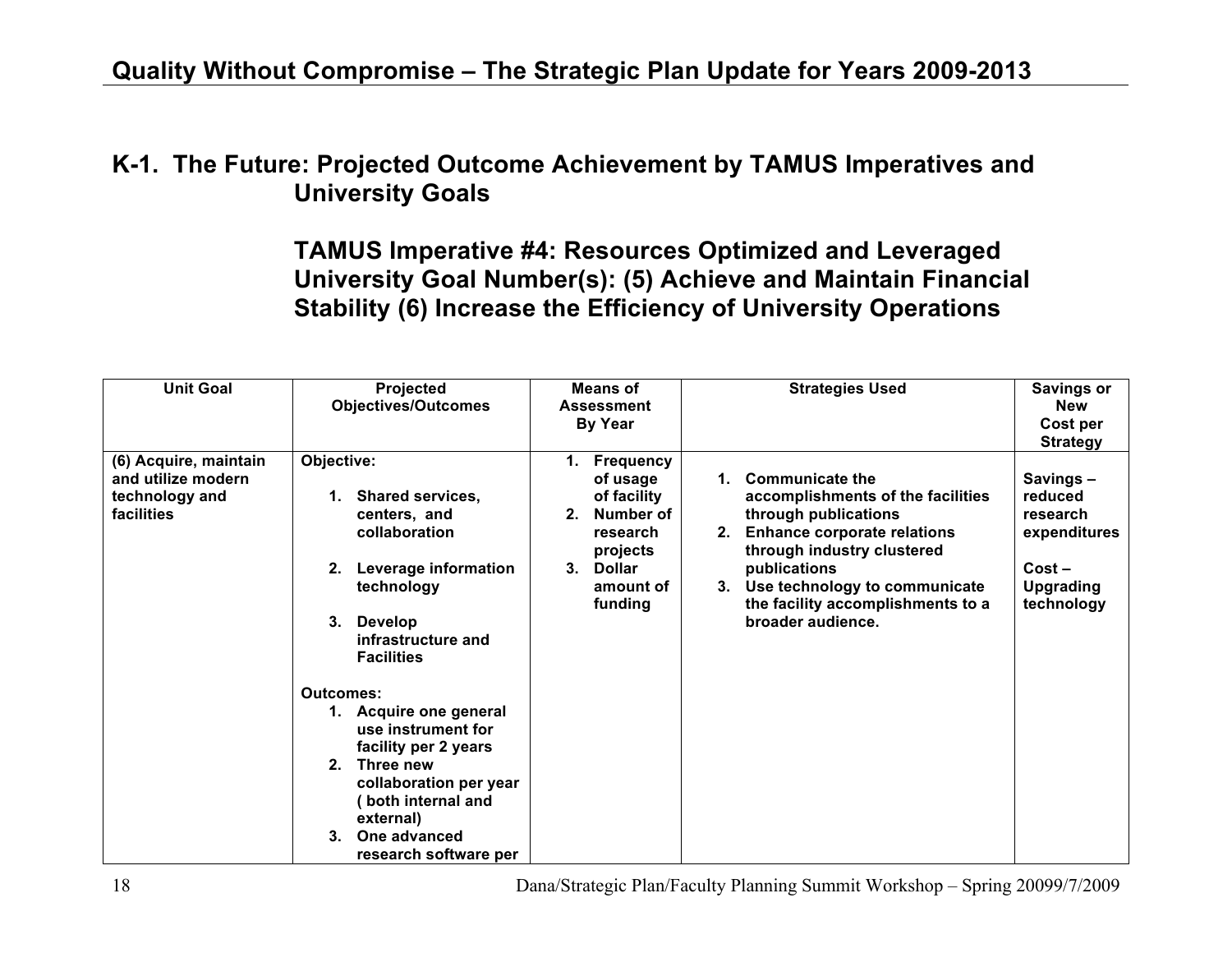## K-1. The Future: Projected Outcome Achievement by TAMUS Imperatives and University Goals

### TAMUS Imperative #4: Resources Optimized and Leveraged
### University Goal Number(s): (5) Achieve and Maintain Financial Stability (6) Increase the Efficiency of University Operations

| Unit Goal | Projected Objectives/Outcomes | Means of Assessment By Year | Strategies Used | Savings or New Cost per Strategy |
|---|---|---|---|---|
| **(6) Acquire, maintain and utilize modern technology and facilities** | **Objective:**<br>1. Shared services, centers, and collaboration<br>2. Leverage information technology<br>3. Develop infrastructure and Facilities<br><br>**Outcomes:**<br>1. Acquire one general use instrument for facility per 2 years<br>2. Three new collaboration per year ( both internal and external)<br>3. One advanced research software per | 1. Frequency of usage of facility<br>2. Number of research projects<br>3. Dollar amount of funding | 1. Communicate the accomplishments of the facilities through publications<br>2. Enhance corporate relations through industry clustered publications<br>3. Use technology to communicate the facility accomplishments to a broader audience. | Savings – reduced research expenditures<br><br>Cost – Upgrading technology |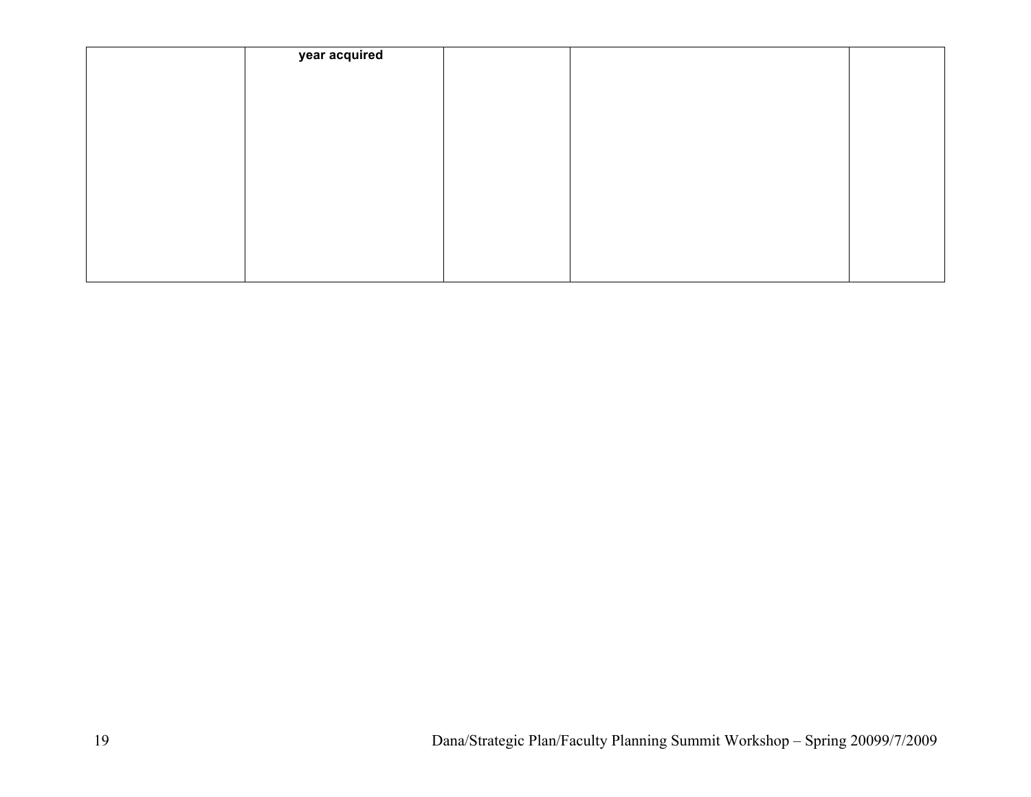| | year acquired | | | |
|---|---|---|---|---|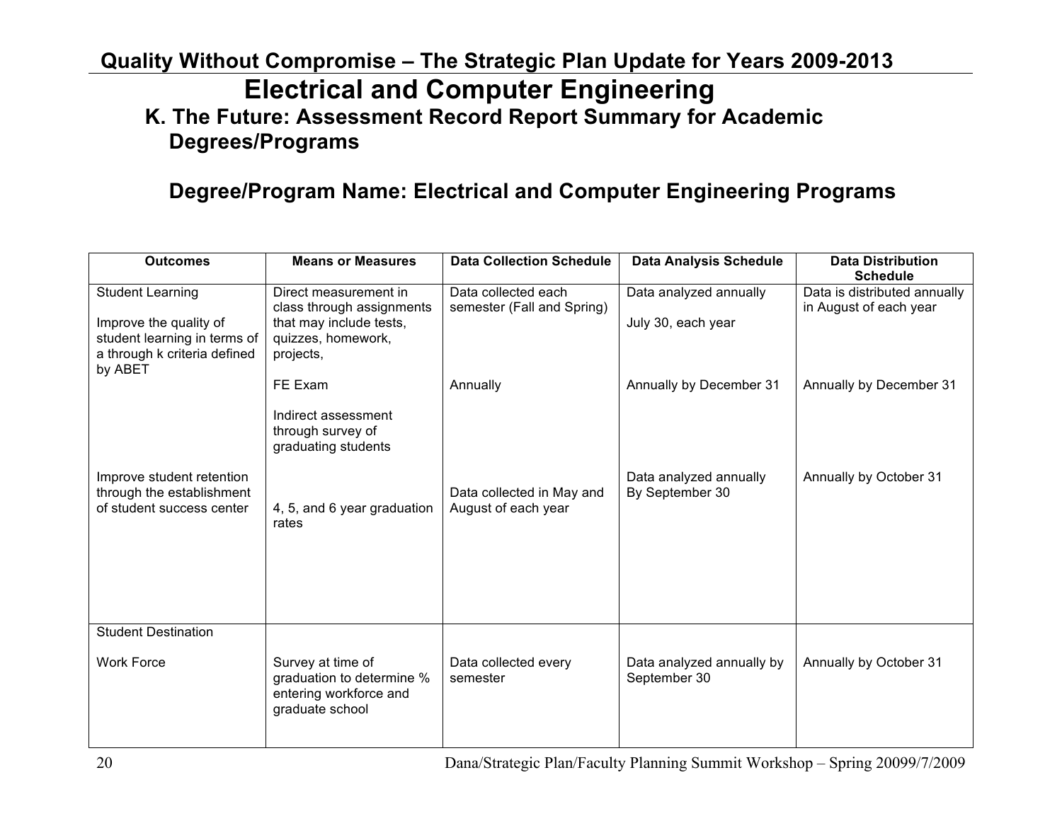## Quality Without Compromise – The Strategic Plan Update for Years 2009-2013

# Electrical and Computer Engineering

### K. The Future: Assessment Record Report Summary for Academic Degrees/Programs

### Degree/Program Name: Electrical and Computer Engineering Programs

| Outcomes | Means or Measures | Data Collection Schedule | Data Analysis Schedule | Data Distribution Schedule |
|---|---|---|---|---|
| Student Learning<br><br>Improve the quality of student learning in terms of a through k criteria defined by ABET | Direct measurement in class through assignments that may include tests, quizzes, homework, projects, | Data collected each semester (Fall and Spring) | Data analyzed annually<br><br>July 30, each year | Data is distributed annually in August of each year |
| | FE Exam | Annually | Annually by December 31 | Annually by December 31 |
| | Indirect assessment through survey of graduating students | | | |
| Improve student retention through the establishment of student success center | 4, 5, and 6 year graduation rates | Data collected in May and August of each year | Data analyzed annually By September 30 | Annually by October 31 |
| Student Destination<br><br>Work Force | Survey at time of graduation to determine % entering workforce and graduate school | Data collected every semester | Data analyzed annually by September 30 | Annually by October 31 |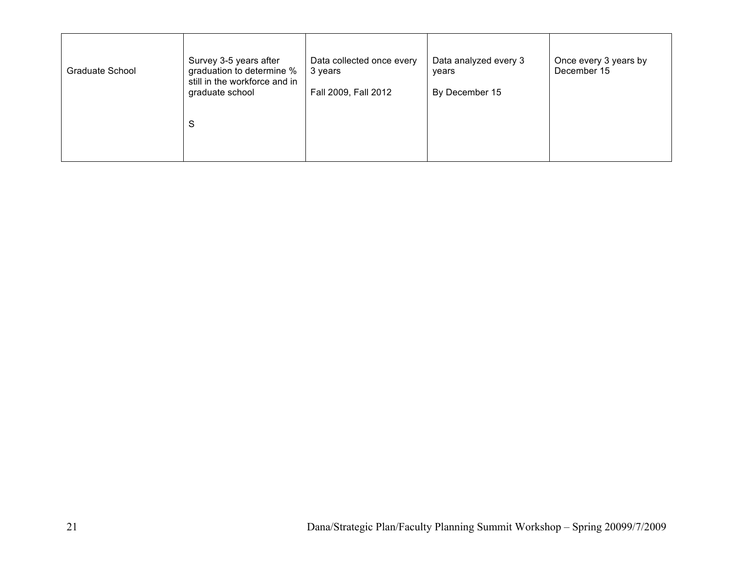| | | | | |
|---|---|---|---|---|
| Graduate School | Survey 3-5 years after graduation to determine % still in the workforce and in graduate school<br><br>S | Data collected once every 3 years<br><br>Fall 2009, Fall 2012 | Data analyzed every 3 years<br><br>By December 15 | Once every 3 years by December 15 |